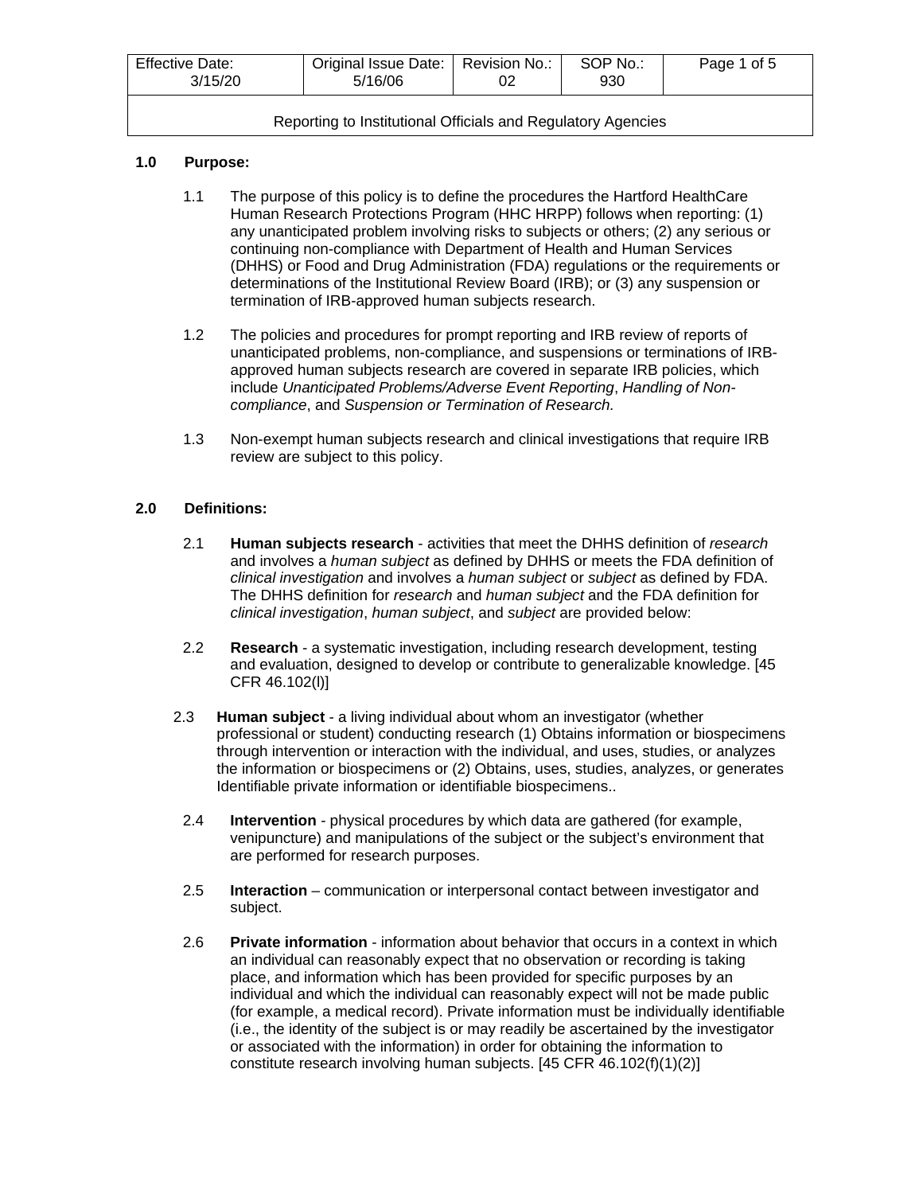| Effective Date: 3/15/20 | Original Issue Date: 5/16/06 | Revision No.: 02 | SOP No.: 930 | Page 1 of 5 |
|---|---|---|---|---|
| Reporting to Institutional Officials and Regulatory Agencies | | | | |

## 1.0 Purpose:

1.1 The purpose of this policy is to define the procedures the Hartford HealthCare Human Research Protections Program (HHC HRPP) follows when reporting: (1) any unanticipated problem involving risks to subjects or others; (2) any serious or continuing non-compliance with Department of Health and Human Services (DHHS) or Food and Drug Administration (FDA) regulations or the requirements or determinations of the Institutional Review Board (IRB); or (3) any suspension or termination of IRB-approved human subjects research.

1.2 The policies and procedures for prompt reporting and IRB review of reports of unanticipated problems, non-compliance, and suspensions or terminations of IRB-approved human subjects research are covered in separate IRB policies, which include *Unanticipated Problems/Adverse Event Reporting*, *Handling of Non-compliance*, and *Suspension or Termination of Research.*

1.3 Non-exempt human subjects research and clinical investigations that require IRB review are subject to this policy.

## 2.0 Definitions:

2.1 **Human subjects research** - activities that meet the DHHS definition of *research* and involves a *human subject* as defined by DHHS or meets the FDA definition of *clinical investigation* and involves a *human subject* or *subject* as defined by FDA. The DHHS definition for *research* and *human subject* and the FDA definition for *clinical investigation*, *human subject*, and *subject* are provided below:

2.2 **Research** - a systematic investigation, including research development, testing and evaluation, designed to develop or contribute to generalizable knowledge. [45 CFR 46.102(l)]

2.3 **Human subject** - a living individual about whom an investigator (whether professional or student) conducting research (1) Obtains information or biospecimens through intervention or interaction with the individual, and uses, studies, or analyzes the information or biospecimens or (2) Obtains, uses, studies, analyzes, or generates Identifiable private information or identifiable biospecimens..

2.4 **Intervention** - physical procedures by which data are gathered (for example, venipuncture) and manipulations of the subject or the subject's environment that are performed for research purposes.

2.5 **Interaction** – communication or interpersonal contact between investigator and subject.

2.6 **Private information** - information about behavior that occurs in a context in which an individual can reasonably expect that no observation or recording is taking place, and information which has been provided for specific purposes by an individual and which the individual can reasonably expect will not be made public (for example, a medical record). Private information must be individually identifiable (i.e., the identity of the subject is or may readily be ascertained by the investigator or associated with the information) in order for obtaining the information to constitute research involving human subjects. [45 CFR 46.102(f)(1)(2)]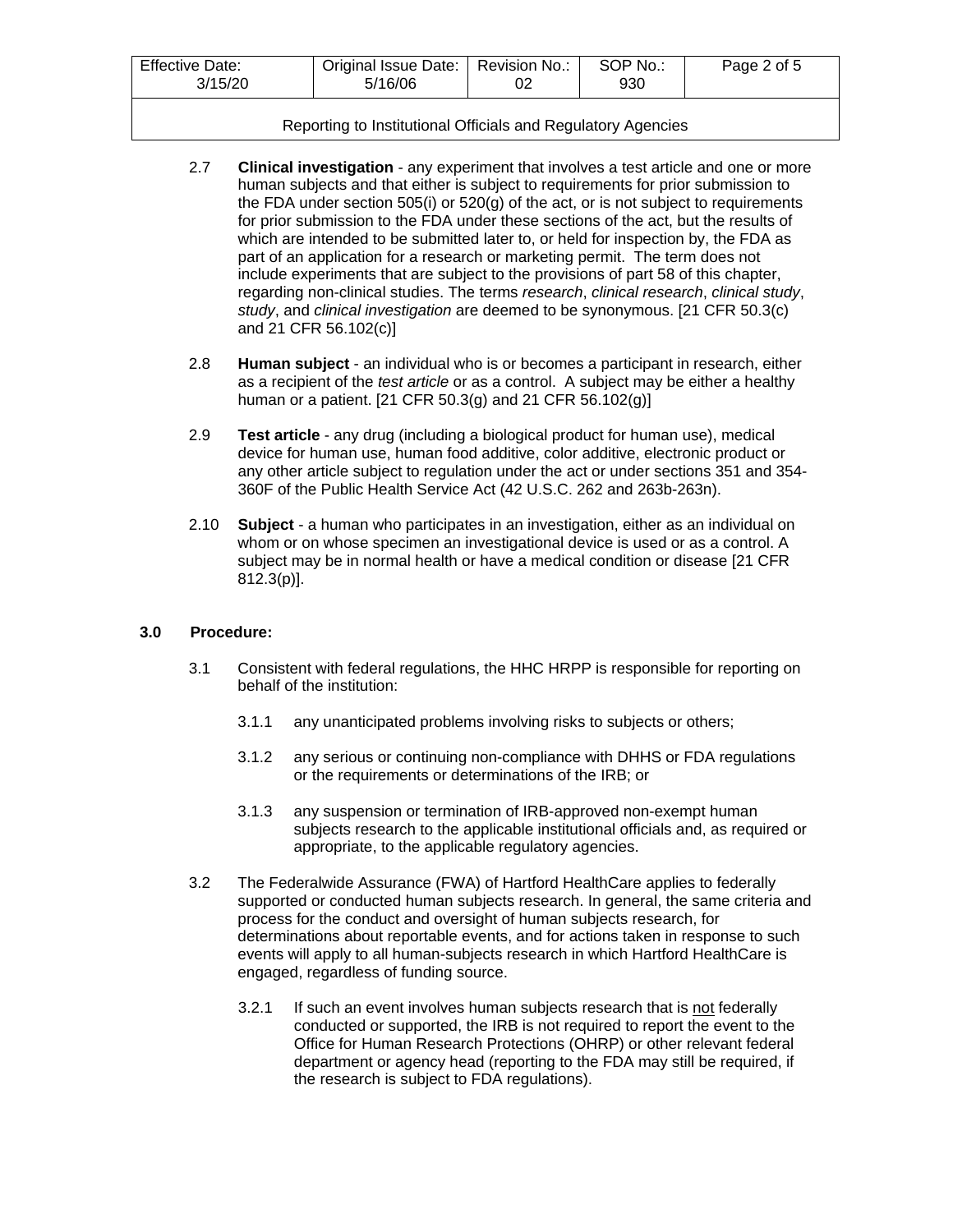2.7 **Clinical investigation** - any experiment that involves a test article and one or more human subjects and that either is subject to requirements for prior submission to the FDA under section 505(i) or 520(g) of the act, or is not subject to requirements for prior submission to the FDA under these sections of the act, but the results of which are intended to be submitted later to, or held for inspection by, the FDA as part of an application for a research or marketing permit. The term does not include experiments that are subject to the provisions of part 58 of this chapter, regarding non-clinical studies. The terms *research*, *clinical research*, *clinical study*, *study*, and *clinical investigation* are deemed to be synonymous. [21 CFR 50.3(c) and 21 CFR 56.102(c)]

2.8 **Human subject** - an individual who is or becomes a participant in research, either as a recipient of the *test article* or as a control. A subject may be either a healthy human or a patient. [21 CFR 50.3(g) and 21 CFR 56.102(g)]

2.9 **Test article** - any drug (including a biological product for human use), medical device for human use, human food additive, color additive, electronic product or any other article subject to regulation under the act or under sections 351 and 354-360F of the Public Health Service Act (42 U.S.C. 262 and 263b-263n).

2.10 **Subject** - a human who participates in an investigation, either as an individual on whom or on whose specimen an investigational device is used or as a control. A subject may be in normal health or have a medical condition or disease [21 CFR 812.3(p)].

## 3.0 Procedure:

3.1 Consistent with federal regulations, the HHC HRPP is responsible for reporting on behalf of the institution:

3.1.1 any unanticipated problems involving risks to subjects or others;

3.1.2 any serious or continuing non-compliance with DHHS or FDA regulations or the requirements or determinations of the IRB; or

3.1.3 any suspension or termination of IRB-approved non-exempt human subjects research to the applicable institutional officials and, as required or appropriate, to the applicable regulatory agencies.

3.2 The Federalwide Assurance (FWA) of Hartford HealthCare applies to federally supported or conducted human subjects research. In general, the same criteria and process for the conduct and oversight of human subjects research, for determinations about reportable events, and for actions taken in response to such events will apply to all human-subjects research in which Hartford HealthCare is engaged, regardless of funding source.

3.2.1 If such an event involves human subjects research that is <u>not</u> federally conducted or supported, the IRB is not required to report the event to the Office for Human Research Protections (OHRP) or other relevant federal department or agency head (reporting to the FDA may still be required, if the research is subject to FDA regulations).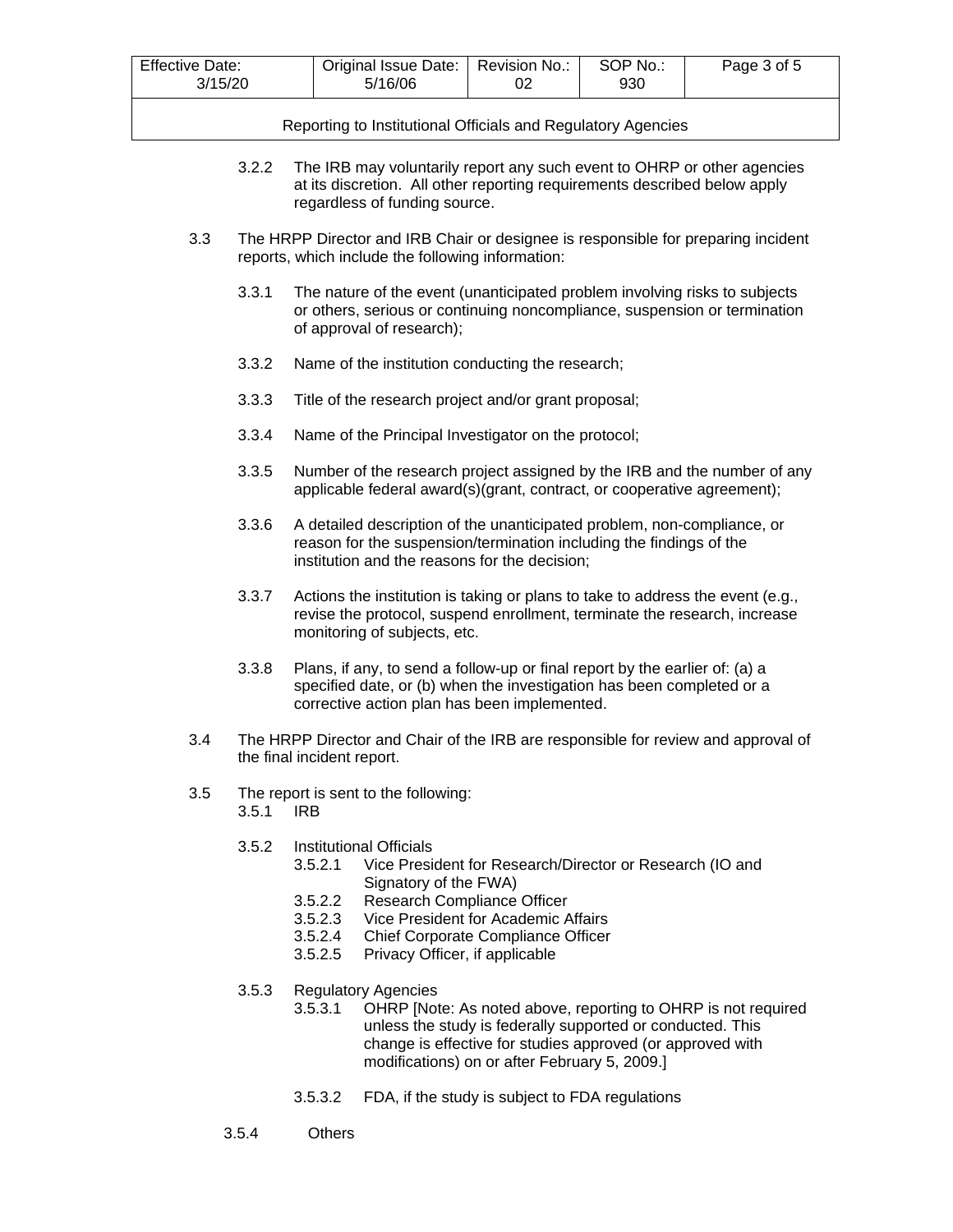3.2.2 The IRB may voluntarily report any such event to OHRP or other agencies at its discretion. All other reporting requirements described below apply regardless of funding source.

3.3 The HRPP Director and IRB Chair or designee is responsible for preparing incident reports, which include the following information:

3.3.1 The nature of the event (unanticipated problem involving risks to subjects or others, serious or continuing noncompliance, suspension or termination of approval of research);

3.3.2 Name of the institution conducting the research;

3.3.3 Title of the research project and/or grant proposal;

3.3.4 Name of the Principal Investigator on the protocol;

3.3.5 Number of the research project assigned by the IRB and the number of any applicable federal award(s)(grant, contract, or cooperative agreement);

3.3.6 A detailed description of the unanticipated problem, non-compliance, or reason for the suspension/termination including the findings of the institution and the reasons for the decision;

3.3.7 Actions the institution is taking or plans to take to address the event (e.g., revise the protocol, suspend enrollment, terminate the research, increase monitoring of subjects, etc.

3.3.8 Plans, if any, to send a follow-up or final report by the earlier of: (a) a specified date, or (b) when the investigation has been completed or a corrective action plan has been implemented.

3.4 The HRPP Director and Chair of the IRB are responsible for review and approval of the final incident report.

3.5 The report is sent to the following:

3.5.1 IRB

3.5.2 Institutional Officials

3.5.2.1 Vice President for Research/Director or Research (IO and Signatory of the FWA)

3.5.2.2 Research Compliance Officer

3.5.2.3 Vice President for Academic Affairs

3.5.2.4 Chief Corporate Compliance Officer

3.5.2.5 Privacy Officer, if applicable

3.5.3 Regulatory Agencies

3.5.3.1 OHRP [Note: As noted above, reporting to OHRP is not required unless the study is federally supported or conducted. This change is effective for studies approved (or approved with modifications) on or after February 5, 2009.]

3.5.3.2 FDA, if the study is subject to FDA regulations

3.5.4 Others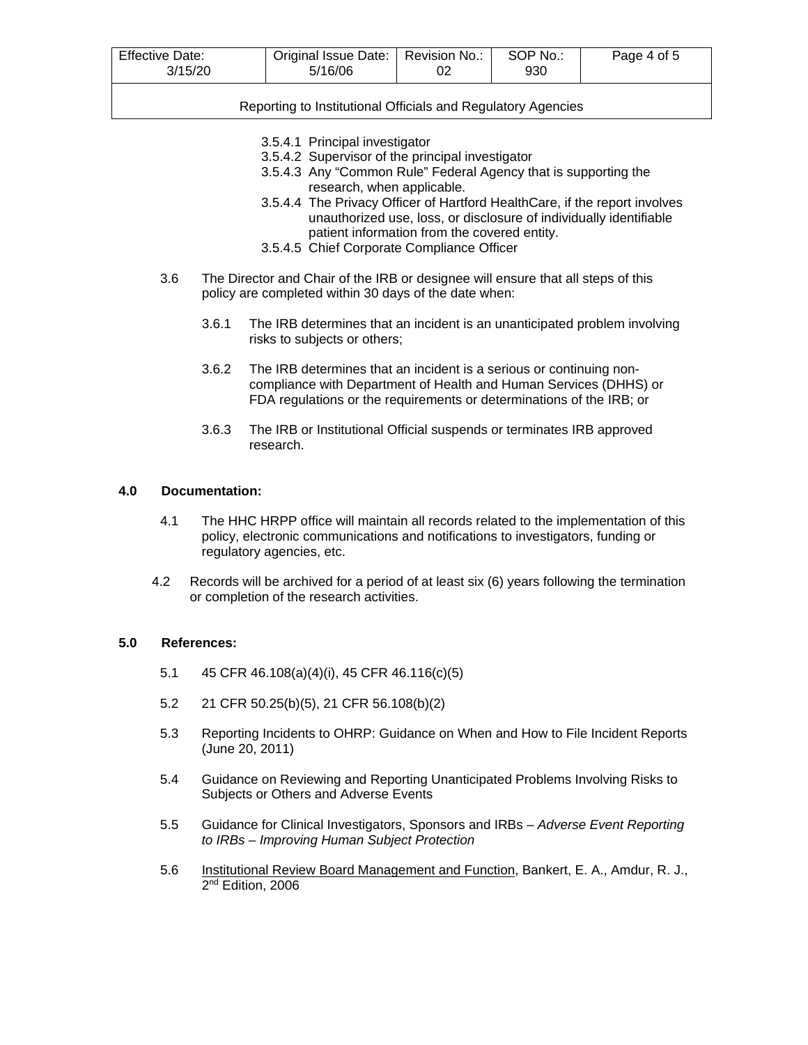3.5.4.1 Principal investigator
3.5.4.2 Supervisor of the principal investigator
3.5.4.3 Any "Common Rule" Federal Agency that is supporting the research, when applicable.
3.5.4.4 The Privacy Officer of Hartford HealthCare, if the report involves unauthorized use, loss, or disclosure of individually identifiable patient information from the covered entity.
3.5.4.5 Chief Corporate Compliance Officer

3.6 The Director and Chair of the IRB or designee will ensure that all steps of this policy are completed within 30 days of the date when:

3.6.1 The IRB determines that an incident is an unanticipated problem involving risks to subjects or others;

3.6.2 The IRB determines that an incident is a serious or continuing non-compliance with Department of Health and Human Services (DHHS) or FDA regulations or the requirements or determinations of the IRB; or

3.6.3 The IRB or Institutional Official suspends or terminates IRB approved research.

## 4.0 Documentation:

4.1 The HHC HRPP office will maintain all records related to the implementation of this policy, electronic communications and notifications to investigators, funding or regulatory agencies, etc.

4.2 Records will be archived for a period of at least six (6) years following the termination or completion of the research activities.

## 5.0 References:

5.1 45 CFR 46.108(a)(4)(i), 45 CFR 46.116(c)(5)

5.2 21 CFR 50.25(b)(5), 21 CFR 56.108(b)(2)

5.3 Reporting Incidents to OHRP: Guidance on When and How to File Incident Reports (June 20, 2011)

5.4 Guidance on Reviewing and Reporting Unanticipated Problems Involving Risks to Subjects or Others and Adverse Events

5.5 Guidance for Clinical Investigators, Sponsors and IRBs – *Adverse Event Reporting to IRBs – Improving Human Subject Protection*

5.6 Institutional Review Board Management and Function, Bankert, E. A., Amdur, R. J., 2nd Edition, 2006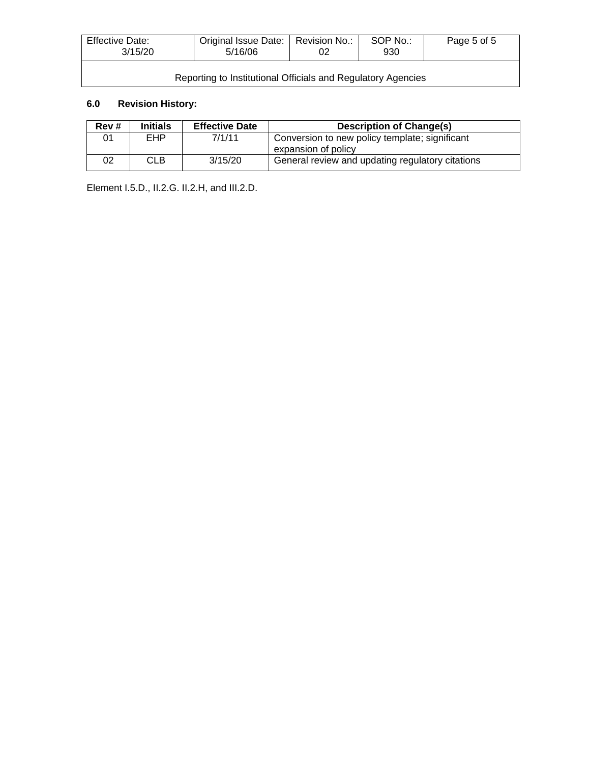## 6.0 Revision History:

| Rev # | Initials | Effective Date | Description of Change(s) |
|---|---|---|---|
| 01 | EHP | 7/1/11 | Conversion to new policy template; significant expansion of policy |
| 02 | CLB | 3/15/20 | General review and updating regulatory citations |

Element I.5.D., II.2.G. II.2.H, and III.2.D.